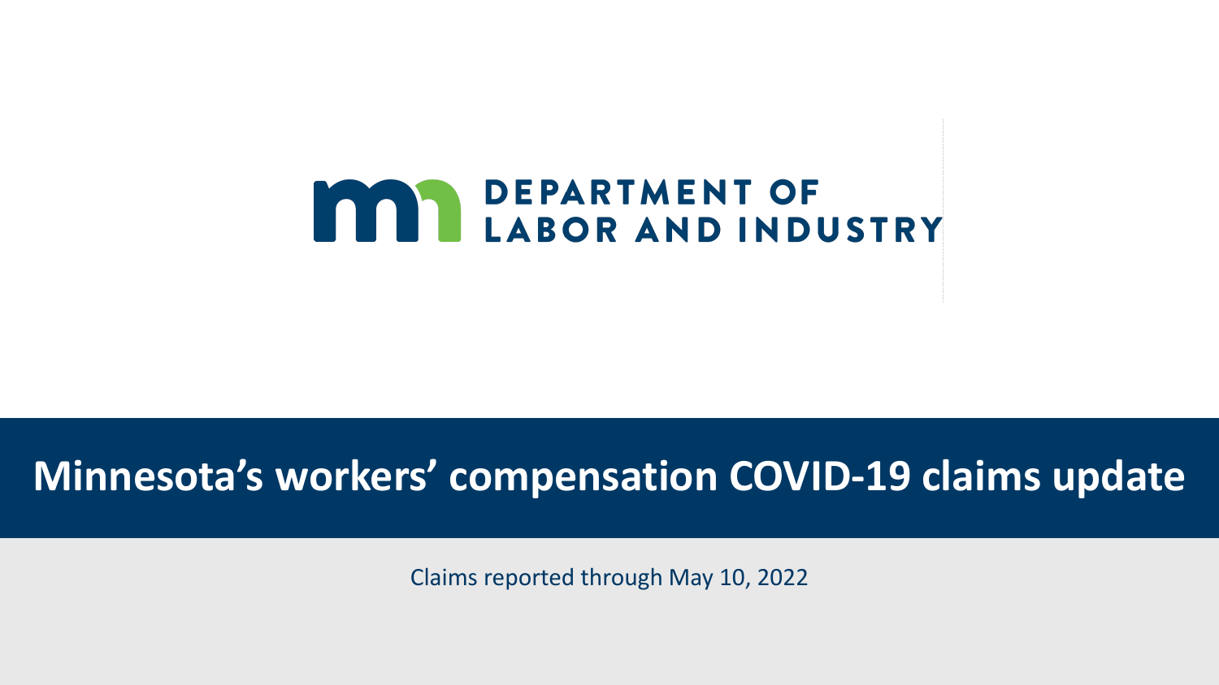DEPARTMENT OF LABOR AND INDUSTRY

# Minnesota's workers' compensation COVID-19 claims update

Claims reported through May 10, 2022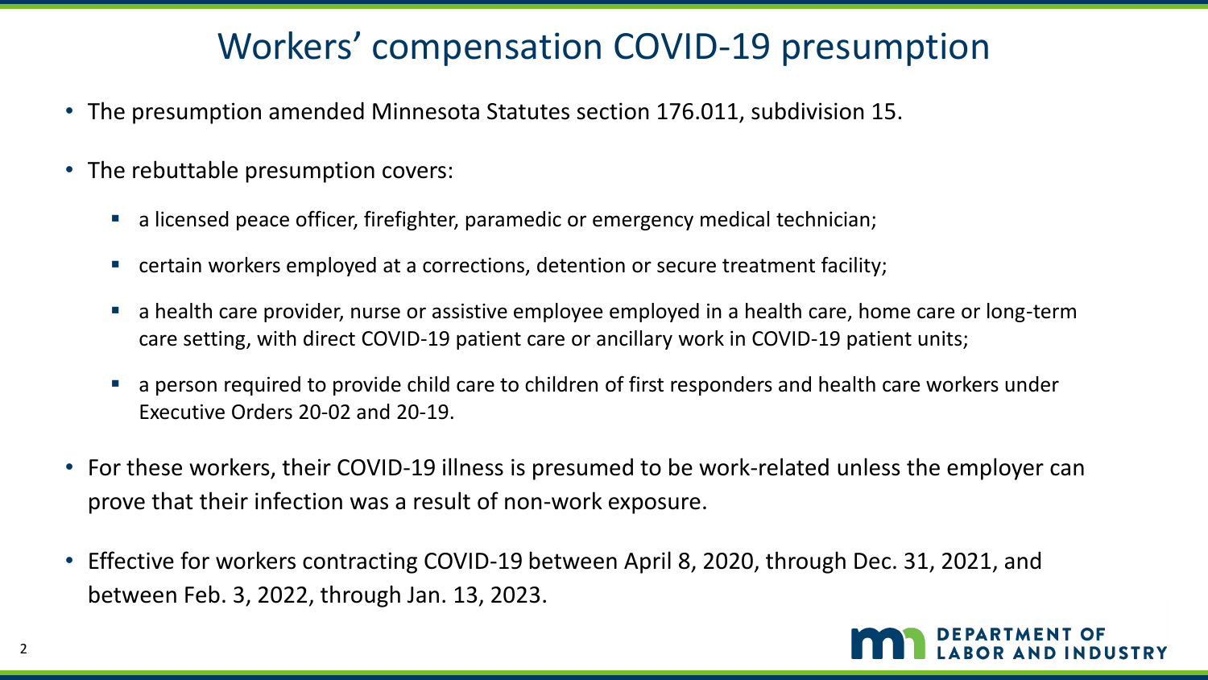# Workers' compensation COVID-19 presumption

- The presumption amended Minnesota Statutes section 176.011, subdivision 15.
- The rebuttable presumption covers:
  - a licensed peace officer, firefighter, paramedic or emergency medical technician;
  - certain workers employed at a corrections, detention or secure treatment facility;
  - a health care provider, nurse or assistive employee employed in a health care, home care or long-term care setting, with direct COVID-19 patient care or ancillary work in COVID-19 patient units;
  - a person required to provide child care to children of first responders and health care workers under Executive Orders 20-02 and 20-19.
- For these workers, their COVID-19 illness is presumed to be work-related unless the employer can prove that their infection was a result of non-work exposure.
- Effective for workers contracting COVID-19 between April 8, 2020, through Dec. 31, 2021, and between Feb. 3, 2022, through Jan. 13, 2023.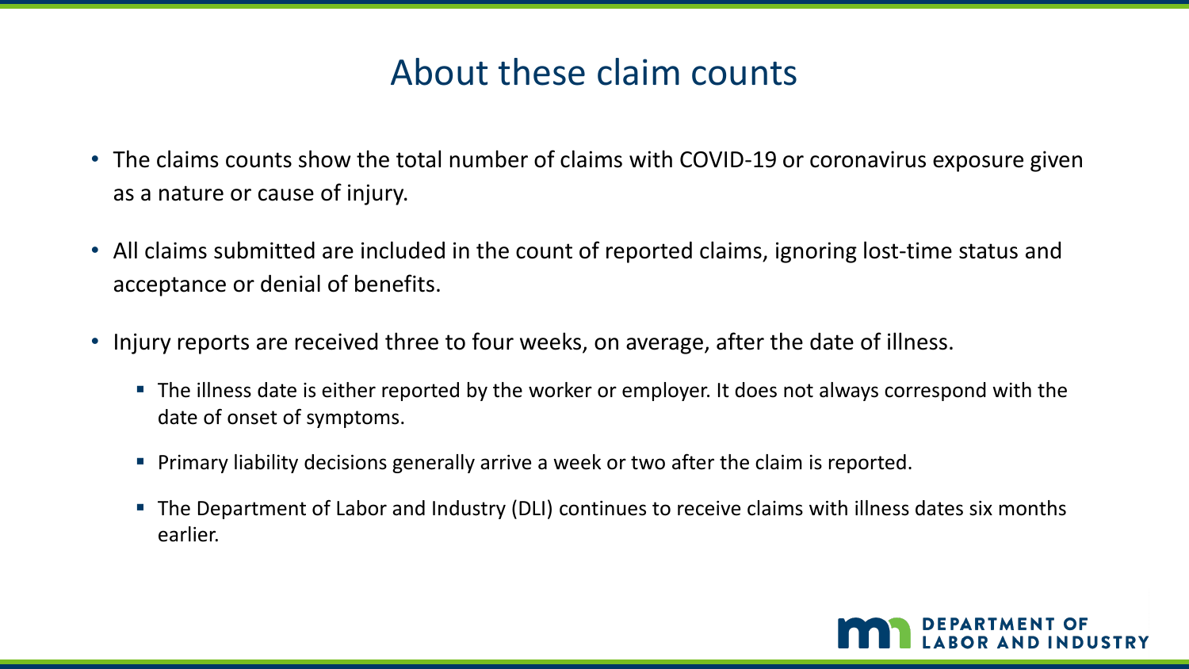# About these claim counts

- The claims counts show the total number of claims with COVID-19 or coronavirus exposure given as a nature or cause of injury.
- All claims submitted are included in the count of reported claims, ignoring lost-time status and acceptance or denial of benefits.
- Injury reports are received three to four weeks, on average, after the date of illness.
  - The illness date is either reported by the worker or employer. It does not always correspond with the date of onset of symptoms.
  - Primary liability decisions generally arrive a week or two after the claim is reported.
  - The Department of Labor and Industry (DLI) continues to receive claims with illness dates six months earlier.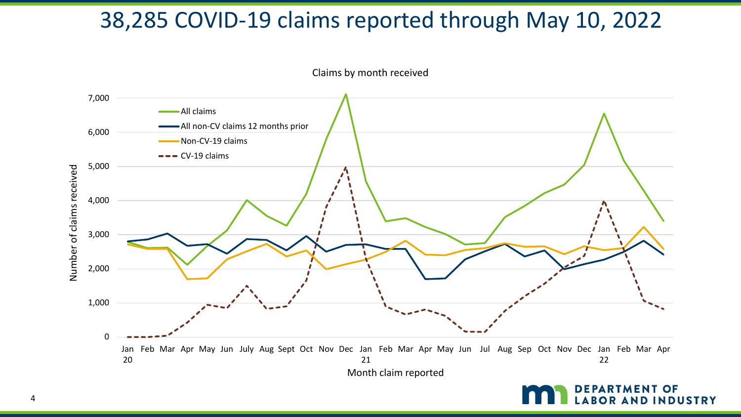# 38,285 COVID-19 claims reported through May 10, 2022

Claims by month received

- All claims
- All non-CV claims 12 months prior
- Non-CV-19 claims
- CV-19 claims

Number of claims received

Month claim reported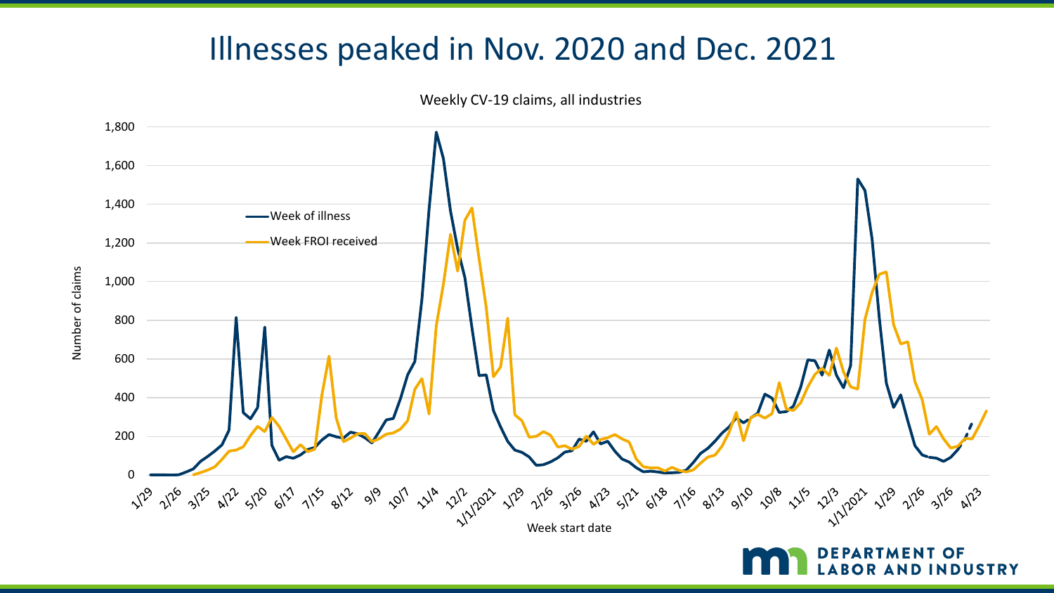# Illnesses peaked in Nov. 2020 and Dec. 2021

Weekly CV-19 claims, all industries

Number of claims

Week start date

- Week of illness
- Week FROI received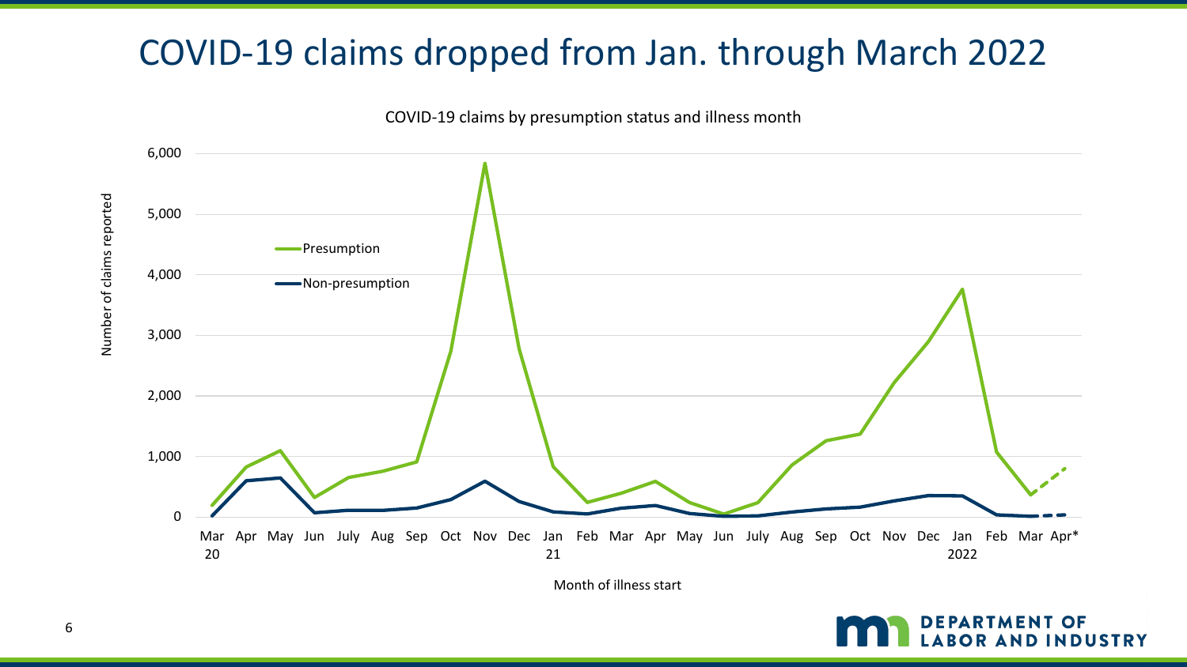# COVID-19 claims dropped from Jan. through March 2022

COVID-19 claims by presumption status and illness month

Presumption

Non-presumption

Number of claims reported

6,000
5,000
4,000
3,000
2,000
1,000
0

Mar 20 | Apr | May | Jun | July | Aug | Sep | Oct | Nov | Dec | Jan 21 | Feb | Mar | Apr | May | Jun | July | Aug | Sep | Oct | Nov | Dec | Jan 2022 | Feb | Mar | Apr*

Month of illness start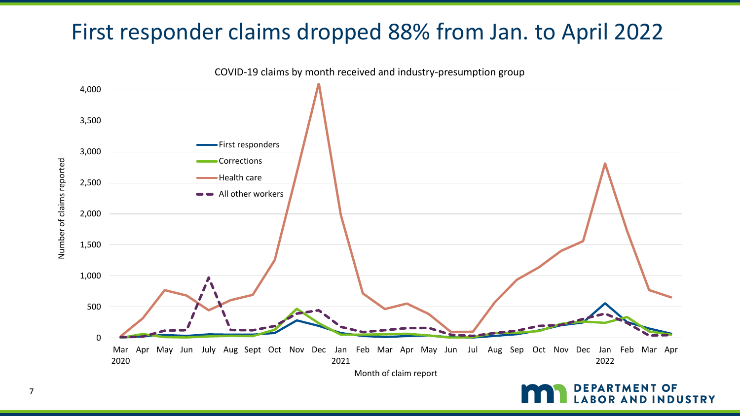# First responder claims dropped 88% from Jan. to April 2022

COVID-19 claims by month received and industry-presumption group

Number of claims reported

Month of claim report

- First responders
- Corrections
- Health care
- All other workers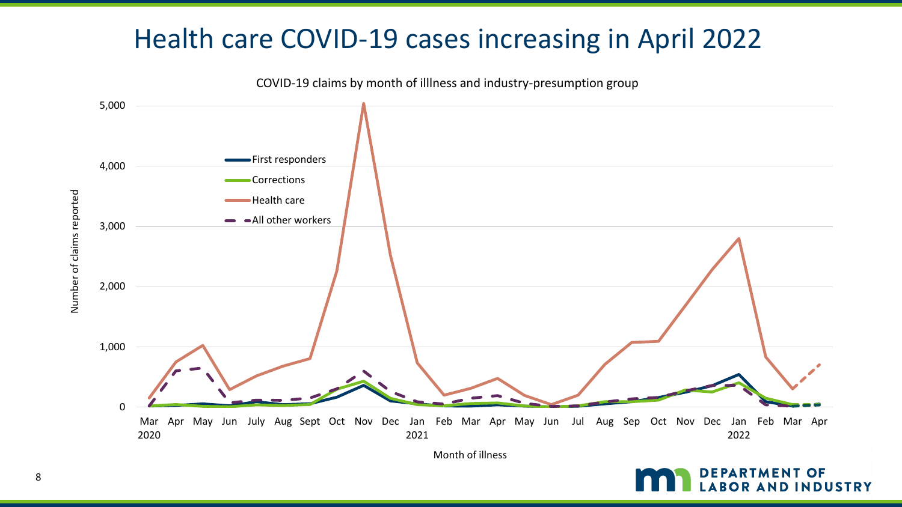# Health care COVID-19 cases increasing in April 2022

COVID-19 claims by month of illness and industry-presumption group

- First responders
- Corrections
- Health care
- All other workers

Number of claims reported

Month of illness

DEPARTMENT OF LABOR AND INDUSTRY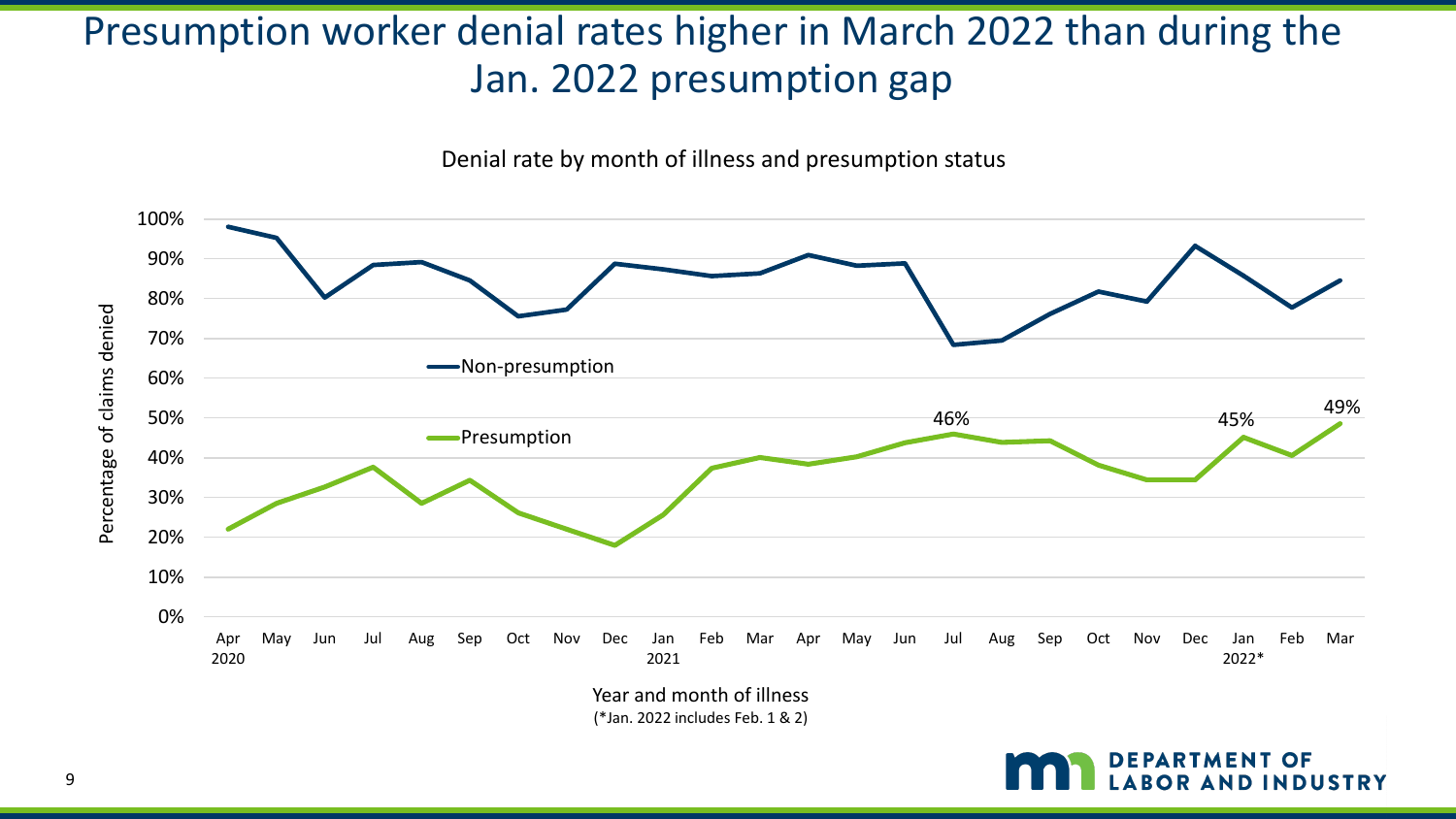# Presumption worker denial rates higher in March 2022 than during the Jan. 2022 presumption gap

Denial rate by month of illness and presumption status

Percentage of claims denied: 0%, 10%, 20%, 30%, 40%, 50%, 60%, 70%, 80%, 90%, 100%

Non-presumption

Presumption

46%

45%

49%

Apr 2020, May, Jun, Jul, Aug, Sep, Oct, Nov, Dec, Jan 2021, Feb, Mar, Apr, May, Jun, Jul, Aug, Sep, Oct, Nov, Dec, Jan 2022*, Feb, Mar

Year and month of illness

(*Jan. 2022 includes Feb. 1 & 2)

DEPARTMENT OF LABOR AND INDUSTRY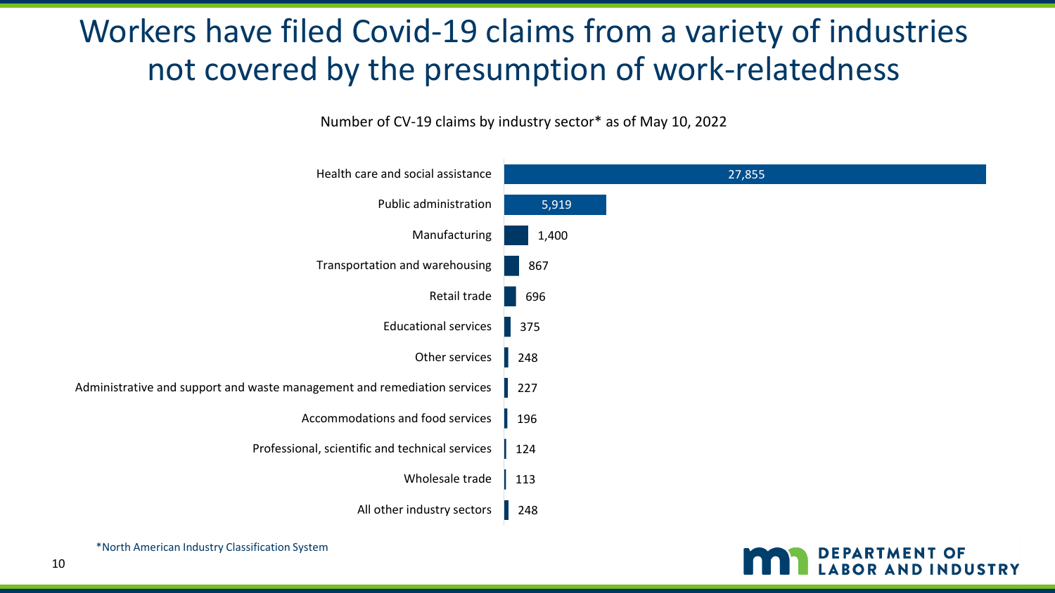# Workers have filed Covid-19 claims from a variety of industries not covered by the presumption of work-relatedness

Number of CV-19 claims by industry sector* as of May 10, 2022

| Industry sector | Number of claims |
| --- | --- |
| Health care and social assistance | 27,855 |
| Public administration | 5,919 |
| Manufacturing | 1,400 |
| Transportation and warehousing | 867 |
| Retail trade | 696 |
| Educational services | 375 |
| Other services | 248 |
| Administrative and support and waste management and remediation services | 227 |
| Accommodations and food services | 196 |
| Professional, scientific and technical services | 124 |
| Wholesale trade | 113 |
| All other industry sectors | 248 |

*North American Industry Classification System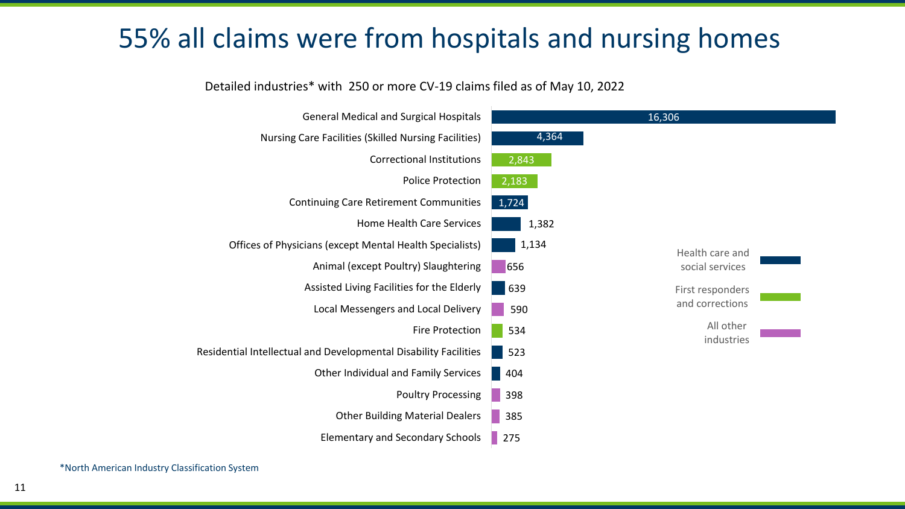# 55% all claims were from hospitals and nursing homes

Detailed industries* with 250 or more CV-19 claims filed as of May 10, 2022

| Industry | Claims | Category |
| --- | --- | --- |
| General Medical and Surgical Hospitals | 16,306 | Health care and social services |
| Nursing Care Facilities (Skilled Nursing Facilities) | 4,364 | Health care and social services |
| Correctional Institutions | 2,843 | First responders and corrections |
| Police Protection | 2,183 | First responders and corrections |
| Continuing Care Retirement Communities | 1,724 | Health care and social services |
| Home Health Care Services | 1,382 | Health care and social services |
| Offices of Physicians (except Mental Health Specialists) | 1,134 | Health care and social services |
| Animal (except Poultry) Slaughtering | 656 | All other industries |
| Assisted Living Facilities for the Elderly | 639 | Health care and social services |
| Local Messengers and Local Delivery | 590 | All other industries |
| Fire Protection | 534 | First responders and corrections |
| Residential Intellectual and Developmental Disability Facilities | 523 | Health care and social services |
| Other Individual and Family Services | 404 | Health care and social services |
| Poultry Processing | 398 | All other industries |
| Other Building Material Dealers | 385 | All other industries |
| Elementary and Secondary Schools | 275 | All other industries |

*North American Industry Classification System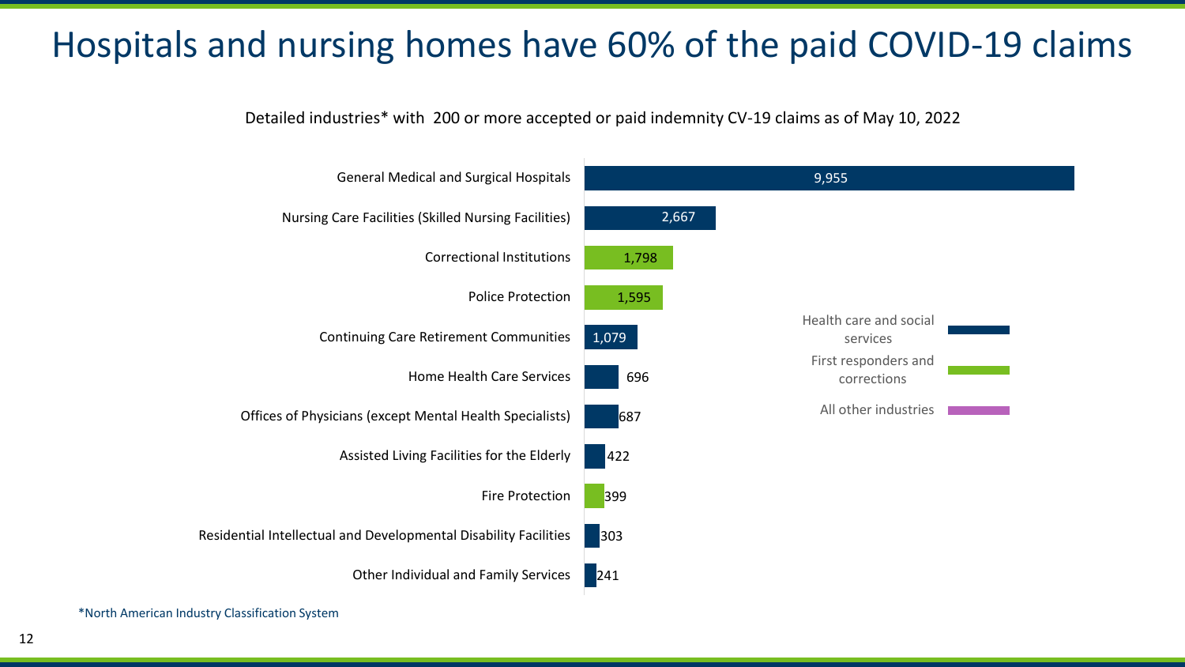# Hospitals and nursing homes have 60% of the paid COVID-19 claims

Detailed industries* with 200 or more accepted or paid indemnity CV-19 claims as of May 10, 2022

| Industry | Claims | Category |
| --- | --- | --- |
| General Medical and Surgical Hospitals | 9,955 | Health care and social services |
| Nursing Care Facilities (Skilled Nursing Facilities) | 2,667 | Health care and social services |
| Correctional Institutions | 1,798 | First responders and corrections |
| Police Protection | 1,595 | First responders and corrections |
| Continuing Care Retirement Communities | 1,079 | Health care and social services |
| Home Health Care Services | 696 | Health care and social services |
| Offices of Physicians (except Mental Health Specialists) | 687 | Health care and social services |
| Assisted Living Facilities for the Elderly | 422 | Health care and social services |
| Fire Protection | 399 | First responders and corrections |
| Residential Intellectual and Developmental Disability Facilities | 303 | Health care and social services |
| Other Individual and Family Services | 241 | Health care and social services |

Legend: Health care and social services; First responders and corrections; All other industries

*North American Industry Classification System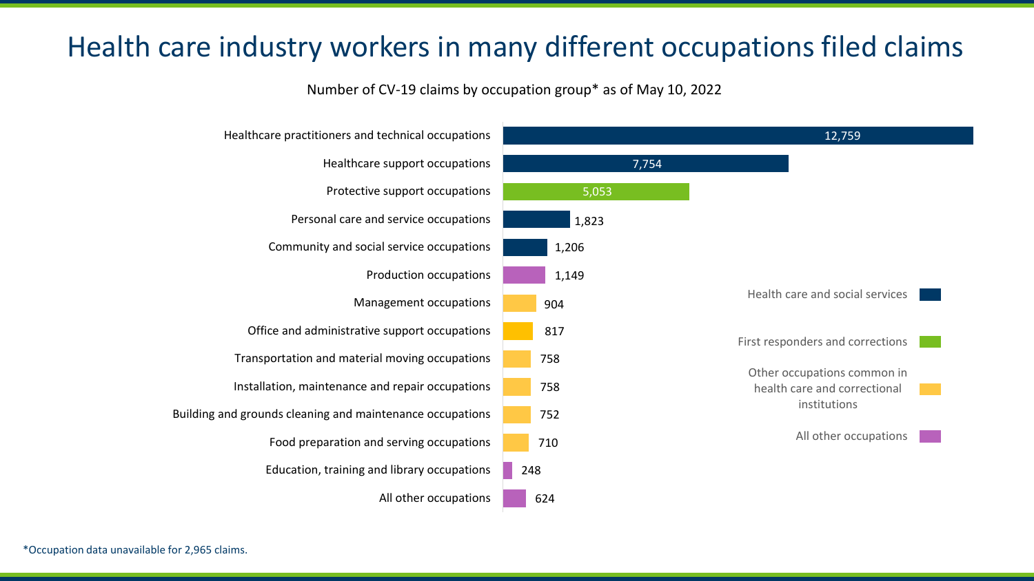# Health care industry workers in many different occupations filed claims

Number of CV-19 claims by occupation group* as of May 10, 2022

| Occupation group | Number of claims | Category |
| --- | --- | --- |
| Healthcare practitioners and technical occupations | 12,759 | Health care and social services |
| Healthcare support occupations | 7,754 | Health care and social services |
| Protective support occupations | 5,053 | First responders and corrections |
| Personal care and service occupations | 1,823 | Health care and social services |
| Community and social service occupations | 1,206 | Health care and social services |
| Production occupations | 1,149 | All other occupations |
| Management occupations | 904 | Other occupations common in health care and correctional institutions |
| Office and administrative support occupations | 817 | Other occupations common in health care and correctional institutions |
| Transportation and material moving occupations | 758 | Other occupations common in health care and correctional institutions |
| Installation, maintenance and repair occupations | 758 | Other occupations common in health care and correctional institutions |
| Building and grounds cleaning and maintenance occupations | 752 | Other occupations common in health care and correctional institutions |
| Food preparation and serving occupations | 710 | Other occupations common in health care and correctional institutions |
| Education, training and library occupations | 248 | All other occupations |
| All other occupations | 624 | All other occupations |

*Occupation data unavailable for 2,965 claims.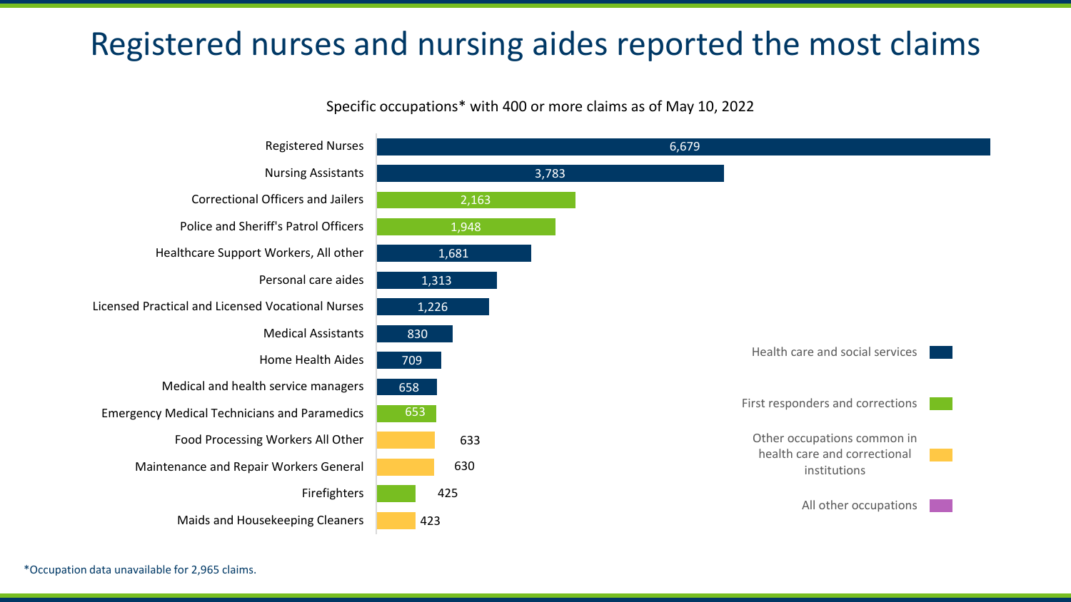# Registered nurses and nursing aides reported the most claims

Specific occupations* with 400 or more claims as of May 10, 2022

Registered Nurses 6,679
Nursing Assistants 3,783
Correctional Officers and Jailers 2,163
Police and Sheriff's Patrol Officers 1,948
Healthcare Support Workers, All other 1,681
Personal care aides 1,313
Licensed Practical and Licensed Vocational Nurses 1,226
Medical Assistants 830
Home Health Aides 709
Medical and health service managers 658
Emergency Medical Technicians and Paramedics 653
Food Processing Workers All Other 633
Maintenance and Repair Workers General 630
Firefighters 425
Maids and Housekeeping Cleaners 423

Health care and social services
First responders and corrections
Other occupations common in health care and correctional institutions
All other occupations

*Occupation data unavailable for 2,965 claims.